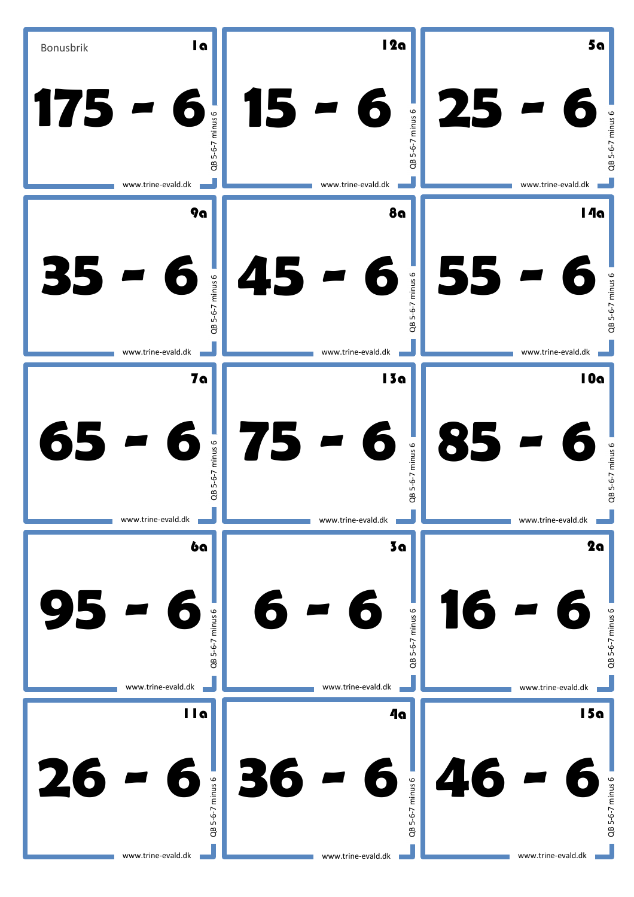| | | |
|---|---|---|
| Bonusbrik **1a** **175 - 6** QB 5-6-7 minus 6 www.trine-evald.dk | **12a** **15 - 6** QB 5-6-7 minus 6 www.trine-evald.dk | **5a** **25 - 6** QB 5-6-7 minus 6 www.trine-evald.dk |
| **9a** **35 - 6** QB 5-6-7 minus 6 www.trine-evald.dk | **8a** **45 - 6** QB 5-6-7 minus 6 www.trine-evald.dk | **14a** **55 - 6** QB 5-6-7 minus 6 www.trine-evald.dk |
| **7a** **65 - 6** QB 5-6-7 minus 6 www.trine-evald.dk | **13a** **75 - 6** QB 5-6-7 minus 6 www.trine-evald.dk | **10a** **85 - 6** QB 5-6-7 minus 6 www.trine-evald.dk |
| **6a** **95 - 6** QB 5-6-7 minus 6 www.trine-evald.dk | **3a** **6 - 6** QB 5-6-7 minus 6 www.trine-evald.dk | **2a** **16 - 6** QB 5-6-7 minus 6 www.trine-evald.dk |
| **11a** **26 - 6** QB 5-6-7 minus 6 www.trine-evald.dk | **4a** **36 - 6** QB 5-6-7 minus 6 www.trine-evald.dk | **15a** **46 - 6** QB 5-6-7 minus 6 www.trine-evald.dk |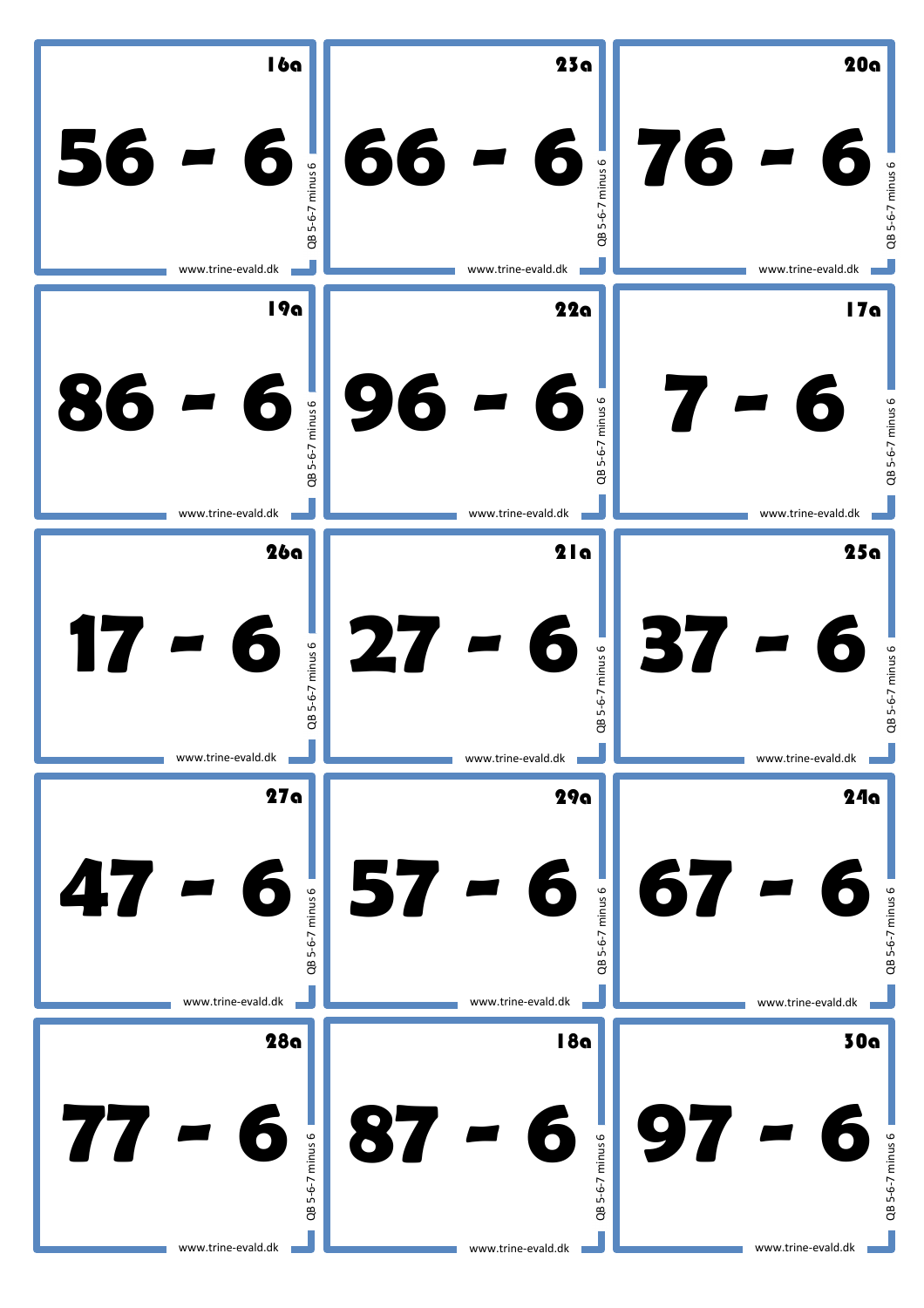16a

$56 - 6$

QB 5-6-7 minus 6

www.trine-evald.dk

23a

$66 - 6$

QB 5-6-7 minus 6

www.trine-evald.dk

20a

$76 - 6$

QB 5-6-7 minus 6

www.trine-evald.dk

19a

$86 - 6$

QB 5-6-7 minus 6

www.trine-evald.dk

22a

$96 - 6$

QB 5-6-7 minus 6

www.trine-evald.dk

17a

$7 - 6$

QB 5-6-7 minus 6

www.trine-evald.dk

26a

$17 - 6$

QB 5-6-7 minus 6

www.trine-evald.dk

21a

$27 - 6$

QB 5-6-7 minus 6

www.trine-evald.dk

25a

$37 - 6$

QB 5-6-7 minus 6

www.trine-evald.dk

27a

$47 - 6$

QB 5-6-7 minus 6

www.trine-evald.dk

29a

$57 - 6$

QB 5-6-7 minus 6

www.trine-evald.dk

24a

$67 - 6$

QB 5-6-7 minus 6

www.trine-evald.dk

28a

$77 - 6$

QB 5-6-7 minus 6

www.trine-evald.dk

18a

$87 - 6$

QB 5-6-7 minus 6

www.trine-evald.dk

30a

$97 - 6$

QB 5-6-7 minus 6

www.trine-evald.dk